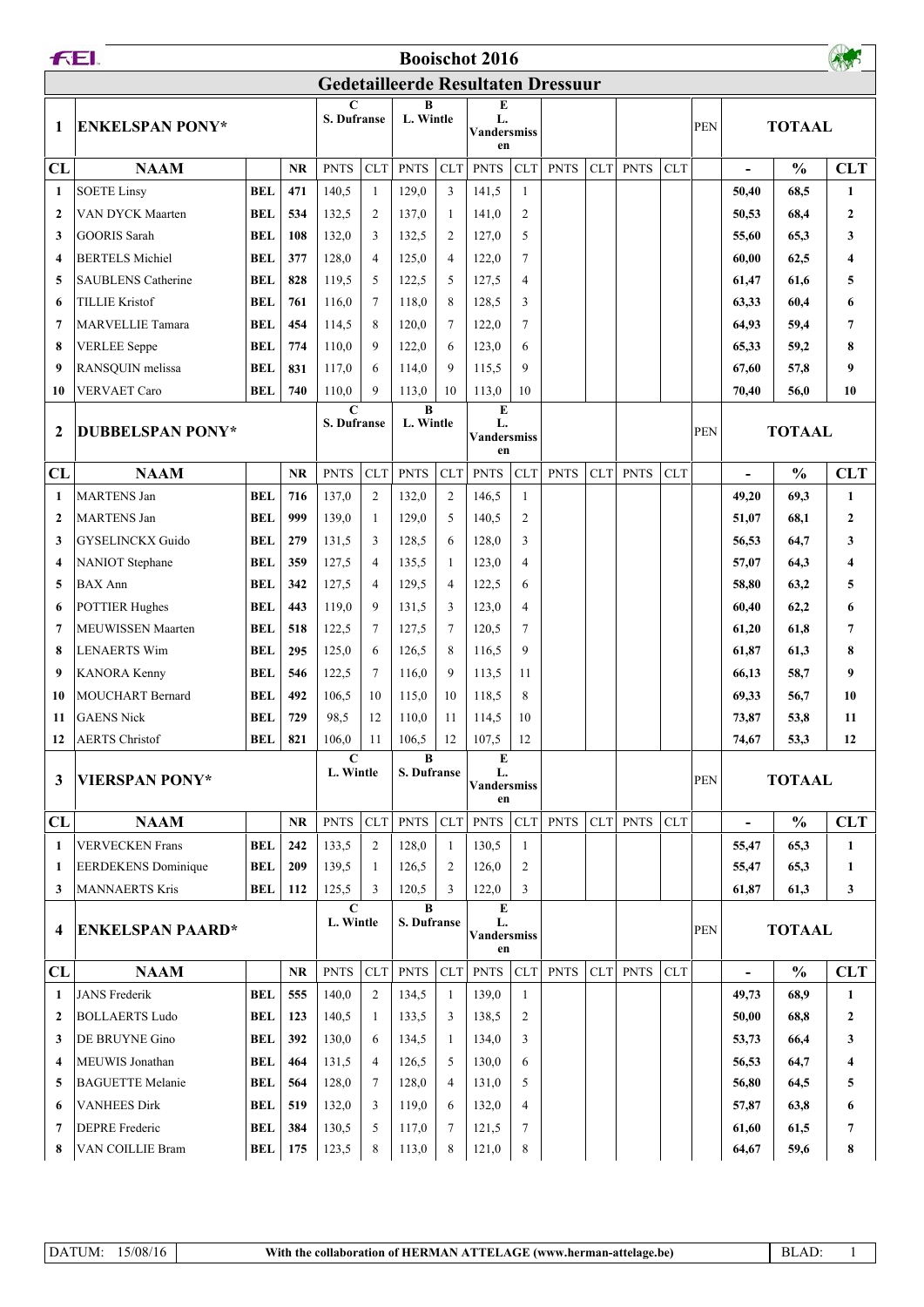# Booischot 2016

## Gedetailleerde Resultaten Dressuur

| 1 | ENKELSPAN PONY* | | | C S. Dufranse | | B L. Wintle | | E L. Vandersmissen | | | | | | PEN | TOTAAL | | |
|---|---|---|---|---|---|---|---|---|---|---|---|---|---|---|---|---|---|
| CL | NAAM | | NR | PNTS | CLT | PNTS | CLT | PNTS | CLT | PNTS | CLT | PNTS | CLT | | - | % | CLT |
| 1 | SOETE Linsy | BEL | 471 | 140,5 | 1 | 129,0 | 3 | 141,5 | 1 | | | | | | 50,40 | 68,5 | 1 |
| 2 | VAN DYCK Maarten | BEL | 534 | 132,5 | 2 | 137,0 | 1 | 141,0 | 2 | | | | | | 50,53 | 68,4 | 2 |
| 3 | GOORIS Sarah | BEL | 108 | 132,0 | 3 | 132,5 | 2 | 127,0 | 5 | | | | | | 55,60 | 65,3 | 3 |
| 4 | BERTELS Michiel | BEL | 377 | 128,0 | 4 | 125,0 | 4 | 122,0 | 7 | | | | | | 60,00 | 62,5 | 4 |
| 5 | SAUBLENS Catherine | BEL | 828 | 119,5 | 5 | 122,5 | 5 | 127,5 | 4 | | | | | | 61,47 | 61,6 | 5 |
| 6 | TILLIE Kristof | BEL | 761 | 116,0 | 7 | 118,0 | 8 | 128,5 | 3 | | | | | | 63,33 | 60,4 | 6 |
| 7 | MARVELLIE Tamara | BEL | 454 | 114,5 | 8 | 120,0 | 7 | 122,0 | 7 | | | | | | 64,93 | 59,4 | 7 |
| 8 | VERLEE Seppe | BEL | 774 | 110,0 | 9 | 122,0 | 6 | 123,0 | 6 | | | | | | 65,33 | 59,2 | 8 |
| 9 | RANSQUIN melissa | BEL | 831 | 117,0 | 6 | 114,0 | 9 | 115,5 | 9 | | | | | | 67,60 | 57,8 | 9 |
| 10 | VERVAET Caro | BEL | 740 | 110,0 | 9 | 113,0 | 10 | 113,0 | 10 | | | | | | 70,40 | 56,0 | 10 |

| 2 | DUBBELSPAN PONY* | | | C S. Dufranse | | B L. Wintle | | E L. Vandersmissen | | | | | | PEN | TOTAAL | | |
|---|---|---|---|---|---|---|---|---|---|---|---|---|---|---|---|---|---|
| CL | NAAM | | NR | PNTS | CLT | PNTS | CLT | PNTS | CLT | PNTS | CLT | PNTS | CLT | | - | % | CLT |
| 1 | MARTENS Jan | BEL | 716 | 137,0 | 2 | 132,0 | 2 | 146,5 | 1 | | | | | | 49,20 | 69,3 | 1 |
| 2 | MARTENS Jan | BEL | 999 | 139,0 | 1 | 129,0 | 5 | 140,5 | 2 | | | | | | 51,07 | 68,1 | 2 |
| 3 | GYSELINCKX Guido | BEL | 279 | 131,5 | 3 | 128,5 | 6 | 128,0 | 3 | | | | | | 56,53 | 64,7 | 3 |
| 4 | NANIOT Stephane | BEL | 359 | 127,5 | 4 | 135,5 | 1 | 123,0 | 4 | | | | | | 57,07 | 64,3 | 4 |
| 5 | BAX Ann | BEL | 342 | 127,5 | 4 | 129,5 | 4 | 122,5 | 6 | | | | | | 58,80 | 63,2 | 5 |
| 6 | POTTIER Hughes | BEL | 443 | 119,0 | 9 | 131,5 | 3 | 123,0 | 4 | | | | | | 60,40 | 62,2 | 6 |
| 7 | MEUWISSEN Maarten | BEL | 518 | 122,5 | 7 | 127,5 | 7 | 120,5 | 7 | | | | | | 61,20 | 61,8 | 7 |
| 8 | LENAERTS Wim | BEL | 295 | 125,0 | 6 | 126,5 | 8 | 116,5 | 9 | | | | | | 61,87 | 61,3 | 8 |
| 9 | KANORA Kenny | BEL | 546 | 122,5 | 7 | 116,0 | 9 | 113,5 | 11 | | | | | | 66,13 | 58,7 | 9 |
| 10 | MOUCHART Bernard | BEL | 492 | 106,5 | 10 | 115,0 | 10 | 118,5 | 8 | | | | | | 69,33 | 56,7 | 10 |
| 11 | GAENS Nick | BEL | 729 | 98,5 | 12 | 110,0 | 11 | 114,5 | 10 | | | | | | 73,87 | 53,8 | 11 |
| 12 | AERTS Christof | BEL | 821 | 106,0 | 11 | 106,5 | 12 | 107,5 | 12 | | | | | | 74,67 | 53,3 | 12 |

| 3 | VIERSPAN PONY* | | | C L. Wintle | | B S. Dufranse | | E L. Vandersmissen | | | | | | PEN | TOTAAL | | |
|---|---|---|---|---|---|---|---|---|---|---|---|---|---|---|---|---|---|
| CL | NAAM | | NR | PNTS | CLT | PNTS | CLT | PNTS | CLT | PNTS | CLT | PNTS | CLT | | - | % | CLT |
| 1 | VERVECKEN Frans | BEL | 242 | 133,5 | 2 | 128,0 | 1 | 130,5 | 1 | | | | | | 55,47 | 65,3 | 1 |
| 1 | EERDEKENS Dominique | BEL | 209 | 139,5 | 1 | 126,5 | 2 | 126,0 | 2 | | | | | | 55,47 | 65,3 | 1 |
| 3 | MANNAERTS Kris | BEL | 112 | 125,5 | 3 | 120,5 | 3 | 122,0 | 3 | | | | | | 61,87 | 61,3 | 3 |

| 4 | ENKELSPAN PAARD* | | | C L. Wintle | | B S. Dufranse | | E L. Vandersmissen | | | | | | PEN | TOTAAL | | |
|---|---|---|---|---|---|---|---|---|---|---|---|---|---|---|---|---|---|
| CL | NAAM | | NR | PNTS | CLT | PNTS | CLT | PNTS | CLT | PNTS | CLT | PNTS | CLT | | - | % | CLT |
| 1 | JANS Frederik | BEL | 555 | 140,0 | 2 | 134,5 | 1 | 139,0 | 1 | | | | | | 49,73 | 68,9 | 1 |
| 2 | BOLLAERTS Ludo | BEL | 123 | 140,5 | 1 | 133,5 | 3 | 138,5 | 2 | | | | | | 50,00 | 68,8 | 2 |
| 3 | DE BRUYNE Gino | BEL | 392 | 130,0 | 6 | 134,5 | 1 | 134,0 | 3 | | | | | | 53,73 | 66,4 | 3 |
| 4 | MEUWIS Jonathan | BEL | 464 | 131,5 | 4 | 126,5 | 5 | 130,0 | 6 | | | | | | 56,53 | 64,7 | 4 |
| 5 | BAGUETTE Melanie | BEL | 564 | 128,0 | 7 | 128,0 | 4 | 131,0 | 5 | | | | | | 56,80 | 64,5 | 5 |
| 6 | VANHEES Dirk | BEL | 519 | 132,0 | 3 | 119,0 | 6 | 132,0 | 4 | | | | | | 57,87 | 63,8 | 6 |
| 7 | DEPRE Frederic | BEL | 384 | 130,5 | 5 | 117,0 | 7 | 121,5 | 7 | | | | | | 61,60 | 61,5 | 7 |
| 8 | VAN COILLIE Bram | BEL | 175 | 123,5 | 8 | 113,0 | 8 | 121,0 | 8 | | | | | | 64,67 | 59,6 | 8 |

DATUM: 15/08/16 — With the collaboration of HERMAN ATTELAGE (www.herman-attelage.be)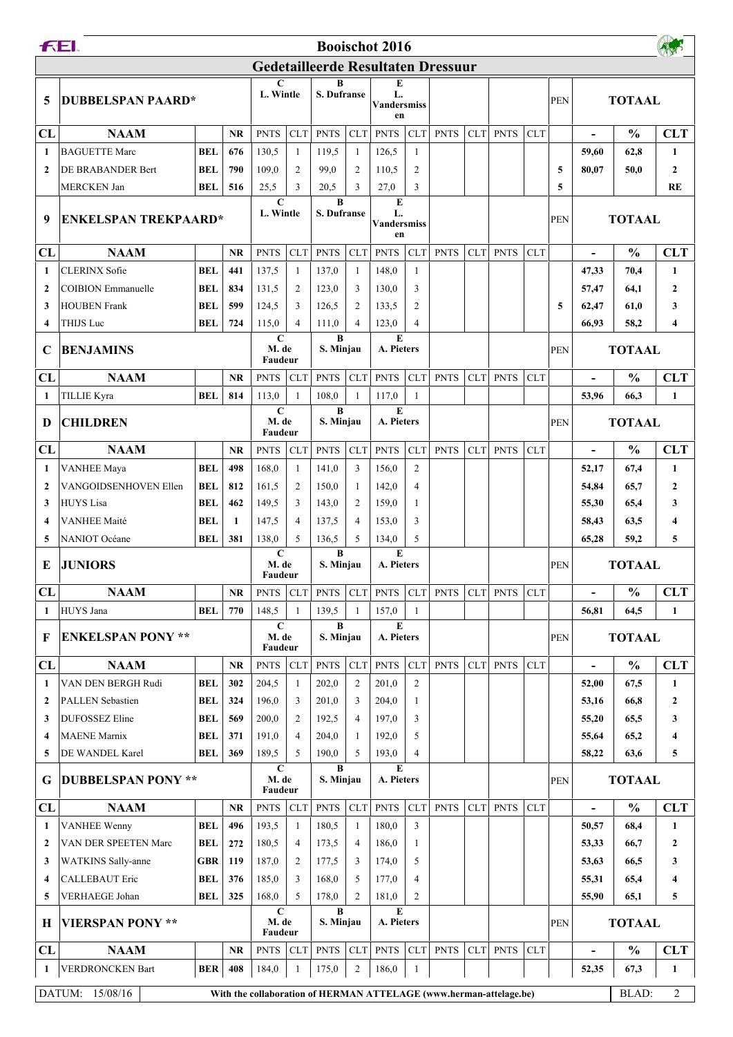# Booischot 2016

## Gedetailleerde Resultaten Dressuur

| 5 | DUBBELSPAN PAARD* | | | C L. Wintle | | B S. Dufranse | | E L. Vandersmissen | | | | | | PEN | TOTAAL | | |
|---|---|---|---|---|---|---|---|---|---|---|---|---|---|---|---|---|---|
| CL | NAAM | | NR | PNTS | CLT | PNTS | CLT | PNTS | CLT | PNTS | CLT | PNTS | CLT | | - | % | CLT |
| 1 | BAGUETTE Marc | BEL | 676 | 130,5 | 1 | 119,5 | 1 | 126,5 | 1 | | | | | | 59,60 | 62,8 | 1 |
| 2 | DE BRABANDER Bert | BEL | 790 | 109,0 | 2 | 99,0 | 2 | 110,5 | 2 | | | | | 5 | 80,07 | 50,0 | 2 |
| | MERCKEN Jan | BEL | 516 | 25,5 | 3 | 20,5 | 3 | 27,0 | 3 | | | | | 5 | | | RE |

| 9 | ENKELSPAN TREKPAARD* | | | C L. Wintle | | B S. Dufranse | | E L. Vandersmissen | | | | | | PEN | TOTAAL | | |
|---|---|---|---|---|---|---|---|---|---|---|---|---|---|---|---|---|---|
| CL | NAAM | | NR | PNTS | CLT | PNTS | CLT | PNTS | CLT | PNTS | CLT | PNTS | CLT | | - | % | CLT |
| 1 | CLERINX Sofie | BEL | 441 | 137,5 | 1 | 137,0 | 1 | 148,0 | 1 | | | | | | 47,33 | 70,4 | 1 |
| 2 | COIBION Emmanuelle | BEL | 834 | 131,5 | 2 | 123,0 | 3 | 130,0 | 3 | | | | | | 57,47 | 64,1 | 2 |
| 3 | HOUBEN Frank | BEL | 599 | 124,5 | 3 | 126,5 | 2 | 133,5 | 2 | | | | | 5 | 62,47 | 61,0 | 3 |
| 4 | THIJS Luc | BEL | 724 | 115,0 | 4 | 111,0 | 4 | 123,0 | 4 | | | | | | 66,93 | 58,2 | 4 |

| C | BENJAMINS | | | C M. de Faudeur | | B S. Minjau | | E A. Pieters | | | | | | PEN | TOTAAL | | |
|---|---|---|---|---|---|---|---|---|---|---|---|---|---|---|---|---|---|
| CL | NAAM | | NR | PNTS | CLT | PNTS | CLT | PNTS | CLT | PNTS | CLT | PNTS | CLT | | - | % | CLT |
| 1 | TILLIE Kyra | BEL | 814 | 113,0 | 1 | 108,0 | 1 | 117,0 | 1 | | | | | | 53,96 | 66,3 | 1 |

| D | CHILDREN | | | C M. de Faudeur | | B S. Minjau | | E A. Pieters | | | | | | PEN | TOTAAL | | |
|---|---|---|---|---|---|---|---|---|---|---|---|---|---|---|---|---|---|
| CL | NAAM | | NR | PNTS | CLT | PNTS | CLT | PNTS | CLT | PNTS | CLT | PNTS | CLT | | - | % | CLT |
| 1 | VANHEE Maya | BEL | 498 | 168,0 | 1 | 141,0 | 3 | 156,0 | 2 | | | | | | 52,17 | 67,4 | 1 |
| 2 | VANGOIDSENHOVEN Ellen | BEL | 812 | 161,5 | 2 | 150,0 | 1 | 142,0 | 4 | | | | | | 54,84 | 65,7 | 2 |
| 3 | HUYS Lisa | BEL | 462 | 149,5 | 3 | 143,0 | 2 | 159,0 | 1 | | | | | | 55,30 | 65,4 | 3 |
| 4 | VANHEE Maité | BEL | 1 | 147,5 | 4 | 137,5 | 4 | 153,0 | 3 | | | | | | 58,43 | 63,5 | 4 |
| 5 | NANIOT Océane | BEL | 381 | 138,0 | 5 | 136,5 | 5 | 134,0 | 5 | | | | | | 65,28 | 59,2 | 5 |

| E | JUNIORS | | | C M. de Faudeur | | B S. Minjau | | E A. Pieters | | | | | | PEN | TOTAAL | | |
|---|---|---|---|---|---|---|---|---|---|---|---|---|---|---|---|---|---|
| CL | NAAM | | NR | PNTS | CLT | PNTS | CLT | PNTS | CLT | PNTS | CLT | PNTS | CLT | | - | % | CLT |
| 1 | HUYS Jana | BEL | 770 | 148,5 | 1 | 139,5 | 1 | 157,0 | 1 | | | | | | 56,81 | 64,5 | 1 |

| F | ENKELSPAN PONY ** | | | C M. de Faudeur | | B S. Minjau | | E A. Pieters | | | | | | PEN | TOTAAL | | |
|---|---|---|---|---|---|---|---|---|---|---|---|---|---|---|---|---|---|
| CL | NAAM | | NR | PNTS | CLT | PNTS | CLT | PNTS | CLT | PNTS | CLT | PNTS | CLT | | - | % | CLT |
| 1 | VAN DEN BERGH Rudi | BEL | 302 | 204,5 | 1 | 202,0 | 2 | 201,0 | 2 | | | | | | 52,00 | 67,5 | 1 |
| 2 | PALLEN Sebastien | BEL | 324 | 196,0 | 3 | 201,0 | 3 | 204,0 | 1 | | | | | | 53,16 | 66,8 | 2 |
| 3 | DUFOSSEZ Eline | BEL | 569 | 200,0 | 2 | 192,5 | 4 | 197,0 | 3 | | | | | | 55,20 | 65,5 | 3 |
| 4 | MAENE Marnix | BEL | 371 | 191,0 | 4 | 204,0 | 1 | 192,0 | 5 | | | | | | 55,64 | 65,2 | 4 |
| 5 | DE WANDEL Karel | BEL | 369 | 189,5 | 5 | 190,0 | 5 | 193,0 | 4 | | | | | | 58,22 | 63,6 | 5 |

| G | DUBBELSPAN PONY ** | | | C M. de Faudeur | | B S. Minjau | | E A. Pieters | | | | | | PEN | TOTAAL | | |
|---|---|---|---|---|---|---|---|---|---|---|---|---|---|---|---|---|---|
| CL | NAAM | | NR | PNTS | CLT | PNTS | CLT | PNTS | CLT | PNTS | CLT | PNTS | CLT | | - | % | CLT |
| 1 | VANHEE Wenny | BEL | 496 | 193,5 | 1 | 180,5 | 1 | 180,0 | 3 | | | | | | 50,57 | 68,4 | 1 |
| 2 | VAN DER SPEETEN Marc | BEL | 272 | 180,5 | 4 | 173,5 | 4 | 186,0 | 1 | | | | | | 53,33 | 66,7 | 2 |
| 3 | WATKINS Sally-anne | GBR | 119 | 187,0 | 2 | 177,5 | 3 | 174,0 | 5 | | | | | | 53,63 | 66,5 | 3 |
| 4 | CALLEBAUT Eric | BEL | 376 | 185,0 | 3 | 168,0 | 5 | 177,0 | 4 | | | | | | 55,31 | 65,4 | 4 |
| 5 | VERHAEGE Johan | BEL | 325 | 168,0 | 5 | 178,0 | 2 | 181,0 | 2 | | | | | | 55,90 | 65,1 | 5 |

| H | VIERSPAN PONY ** | | | C M. de Faudeur | | B S. Minjau | | E A. Pieters | | | | | | PEN | TOTAAL | | |
|---|---|---|---|---|---|---|---|---|---|---|---|---|---|---|---|---|---|
| CL | NAAM | | NR | PNTS | CLT | PNTS | CLT | PNTS | CLT | PNTS | CLT | PNTS | CLT | | - | % | CLT |
| 1 | VERDRONCKEN Bart | BER | 408 | 184,0 | 1 | 175,0 | 2 | 186,0 | 1 | | | | | | 52,35 | 67,3 | 1 |

DATUM: 15/08/16 — With the collaboration of HERMAN ATTELAGE (www.herman-attelage.be)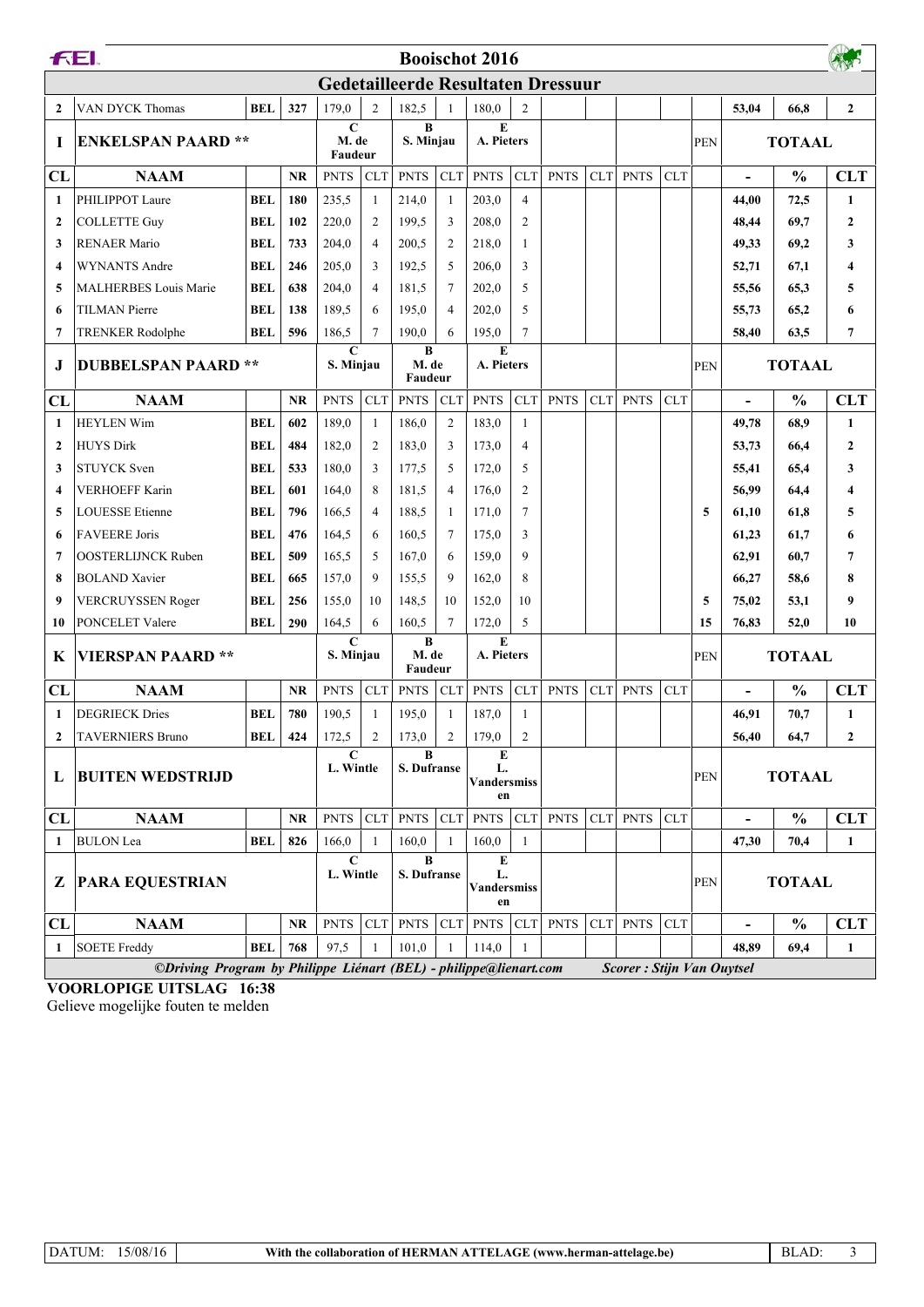# Booischot 2016

## Gedetailleerde Resultaten Dressuur

| | | | | | | | | | | | | | | | | | |
|---|---|---|---|---|---|---|---|---|---|---|---|---|---|---|---|---|---|
| 2 | VAN DYCK Thomas | BEL | 327 | 179,0 | 2 | 182,5 | 1 | 180,0 | 2 | | | | | | 53,04 | 66,8 | 2 |
| **I** | **ENKELSPAN PAARD \*\*** | | | C M. de Faudeur | | B S. Minjau | | E A. Pieters | | | | | | PEN | **TOTAAL** | | |
| **CL** | **NAAM** | | **NR** | PNTS | CLT | PNTS | CLT | PNTS | CLT | PNTS | CLT | PNTS | CLT | | **-** | **%** | **CLT** |
| 1 | PHILIPPOT Laure | BEL | 180 | 235,5 | 1 | 214,0 | 1 | 203,0 | 4 | | | | | | 44,00 | 72,5 | 1 |
| 2 | COLLETTE Guy | BEL | 102 | 220,0 | 2 | 199,5 | 3 | 208,0 | 2 | | | | | | 48,44 | 69,7 | 2 |
| 3 | RENAER Mario | BEL | 733 | 204,0 | 4 | 200,5 | 2 | 218,0 | 1 | | | | | | 49,33 | 69,2 | 3 |
| 4 | WYNANTS Andre | BEL | 246 | 205,0 | 3 | 192,5 | 5 | 206,0 | 3 | | | | | | 52,71 | 67,1 | 4 |
| 5 | MALHERBES Louis Marie | BEL | 638 | 204,0 | 4 | 181,5 | 7 | 202,0 | 5 | | | | | | 55,56 | 65,3 | 5 |
| 6 | TILMAN Pierre | BEL | 138 | 189,5 | 6 | 195,0 | 4 | 202,0 | 5 | | | | | | 55,73 | 65,2 | 6 |
| 7 | TRENKER Rodolphe | BEL | 596 | 186,5 | 7 | 190,0 | 6 | 195,0 | 7 | | | | | | 58,40 | 63,5 | 7 |
| **J** | **DUBBELSPAN PAARD \*\*** | | | C S. Minjau | | B M. de Faudeur | | E A. Pieters | | | | | | PEN | **TOTAAL** | | |
| **CL** | **NAAM** | | **NR** | PNTS | CLT | PNTS | CLT | PNTS | CLT | PNTS | CLT | PNTS | CLT | | **-** | **%** | **CLT** |
| 1 | HEYLEN Wim | BEL | 602 | 189,0 | 1 | 186,0 | 2 | 183,0 | 1 | | | | | | 49,78 | 68,9 | 1 |
| 2 | HUYS Dirk | BEL | 484 | 182,0 | 2 | 183,0 | 3 | 173,0 | 4 | | | | | | 53,73 | 66,4 | 2 |
| 3 | STUYCK Sven | BEL | 533 | 180,0 | 3 | 177,5 | 5 | 172,0 | 5 | | | | | | 55,41 | 65,4 | 3 |
| 4 | VERHOEFF Karin | BEL | 601 | 164,0 | 8 | 181,5 | 4 | 176,0 | 2 | | | | | | 56,99 | 64,4 | 4 |
| 5 | LOUESSE Etienne | BEL | 796 | 166,5 | 4 | 188,5 | 1 | 171,0 | 7 | | | | | 5 | 61,10 | 61,8 | 5 |
| 6 | FAVEERE Joris | BEL | 476 | 164,5 | 6 | 160,5 | 7 | 175,0 | 3 | | | | | | 61,23 | 61,7 | 6 |
| 7 | OOSTERLIJNCK Ruben | BEL | 509 | 165,5 | 5 | 167,0 | 6 | 159,0 | 9 | | | | | | 62,91 | 60,7 | 7 |
| 8 | BOLAND Xavier | BEL | 665 | 157,0 | 9 | 155,5 | 9 | 162,0 | 8 | | | | | | 66,27 | 58,6 | 8 |
| 9 | VERCRUYSSEN Roger | BEL | 256 | 155,0 | 10 | 148,5 | 10 | 152,0 | 10 | | | | | 5 | 75,02 | 53,1 | 9 |
| 10 | PONCELET Valere | BEL | 290 | 164,5 | 6 | 160,5 | 7 | 172,0 | 5 | | | | | 15 | 76,83 | 52,0 | 10 |
| **K** | **VIERSPAN PAARD \*\*** | | | C S. Minjau | | B M. de Faudeur | | E A. Pieters | | | | | | PEN | **TOTAAL** | | |
| **CL** | **NAAM** | | **NR** | PNTS | CLT | PNTS | CLT | PNTS | CLT | PNTS | CLT | PNTS | CLT | | **-** | **%** | **CLT** |
| 1 | DEGRIECK Dries | BEL | 780 | 190,5 | 1 | 195,0 | 1 | 187,0 | 1 | | | | | | 46,91 | 70,7 | 1 |
| 2 | TAVERNIERS Bruno | BEL | 424 | 172,5 | 2 | 173,0 | 2 | 179,0 | 2 | | | | | | 56,40 | 64,7 | 2 |
| **L** | **BUITEN WEDSTRIJD** | | | C L. Wintle | | B S. Dufranse | | E L. Vandersmissen | | | | | | PEN | **TOTAAL** | | |
| **CL** | **NAAM** | | **NR** | PNTS | CLT | PNTS | CLT | PNTS | CLT | PNTS | CLT | PNTS | CLT | | **-** | **%** | **CLT** |
| 1 | BULON Lea | BEL | 826 | 166,0 | 1 | 160,0 | 1 | 160,0 | 1 | | | | | | 47,30 | 70,4 | 1 |
| **Z** | **PARA EQUESTRIAN** | | | C L. Wintle | | B S. Dufranse | | E L. Vandersmissen | | | | | | PEN | **TOTAAL** | | |
| **CL** | **NAAM** | | **NR** | PNTS | CLT | PNTS | CLT | PNTS | CLT | PNTS | CLT | PNTS | CLT | | **-** | **%** | **CLT** |
| 1 | SOETE Freddy | BEL | 768 | 97,5 | 1 | 101,0 | 1 | 114,0 | 1 | | | | | | 48,89 | 69,4 | 1 |

*©Driving Program by Philippe Liénart (BEL) - philippe@lienart.com*    *Scorer : Stijn Van Ouytsel*

**VOORLOPIGE UITSLAG 16:38**

Gelieve mogelijke fouten te melden

DATUM: 15/08/16 — With the collaboration of HERMAN ATTELAGE (www.herman-attelage.be)